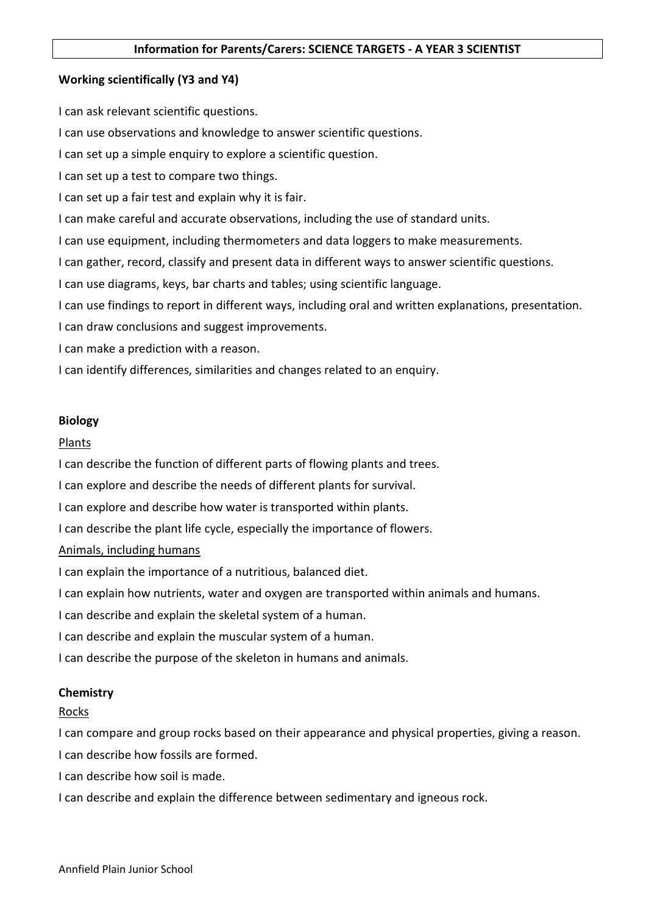# Information for Parents/Carers: SCIENCE TARGETS - A YEAR 3 SCIENTIST

**Working scientifically (Y3 and Y4)**

I can ask relevant scientific questions.

I can use observations and knowledge to answer scientific questions.

I can set up a simple enquiry to explore a scientific question.

I can set up a test to compare two things.

I can set up a fair test and explain why it is fair.

I can make careful and accurate observations, including the use of standard units.

I can use equipment, including thermometers and data loggers to make measurements.

I can gather, record, classify and present data in different ways to answer scientific questions.

I can use diagrams, keys, bar charts and tables; using scientific language.

I can use findings to report in different ways, including oral and written explanations, presentation.

I can draw conclusions and suggest improvements.

I can make a prediction with a reason.

I can identify differences, similarities and changes related to an enquiry.

**Biology**

<u>Plants</u>

I can describe the function of different parts of flowing plants and trees.

I can explore and describe the needs of different plants for survival.

I can explore and describe how water is transported within plants.

I can describe the plant life cycle, especially the importance of flowers.

<u>Animals, including humans</u>

I can explain the importance of a nutritious, balanced diet.

I can explain how nutrients, water and oxygen are transported within animals and humans.

I can describe and explain the skeletal system of a human.

I can describe and explain the muscular system of a human.

I can describe the purpose of the skeleton in humans and animals.

**Chemistry**

<u>Rocks</u>

I can compare and group rocks based on their appearance and physical properties, giving a reason.

I can describe how fossils are formed.

I can describe how soil is made.

I can describe and explain the difference between sedimentary and igneous rock.

Annfield Plain Junior School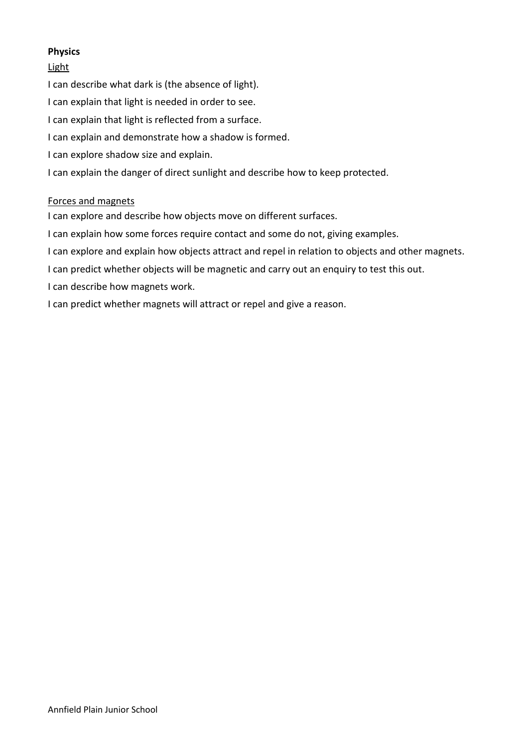**Physics**

Light

I can describe what dark is (the absence of light).

I can explain that light is needed in order to see.

I can explain that light is reflected from a surface.

I can explain and demonstrate how a shadow is formed.

I can explore shadow size and explain.

I can explain the danger of direct sunlight and describe how to keep protected.

Forces and magnets

I can explore and describe how objects move on different surfaces.

I can explain how some forces require contact and some do not, giving examples.

I can explore and explain how objects attract and repel in relation to objects and other magnets.

I can predict whether objects will be magnetic and carry out an enquiry to test this out.

I can describe how magnets work.

I can predict whether magnets will attract or repel and give a reason.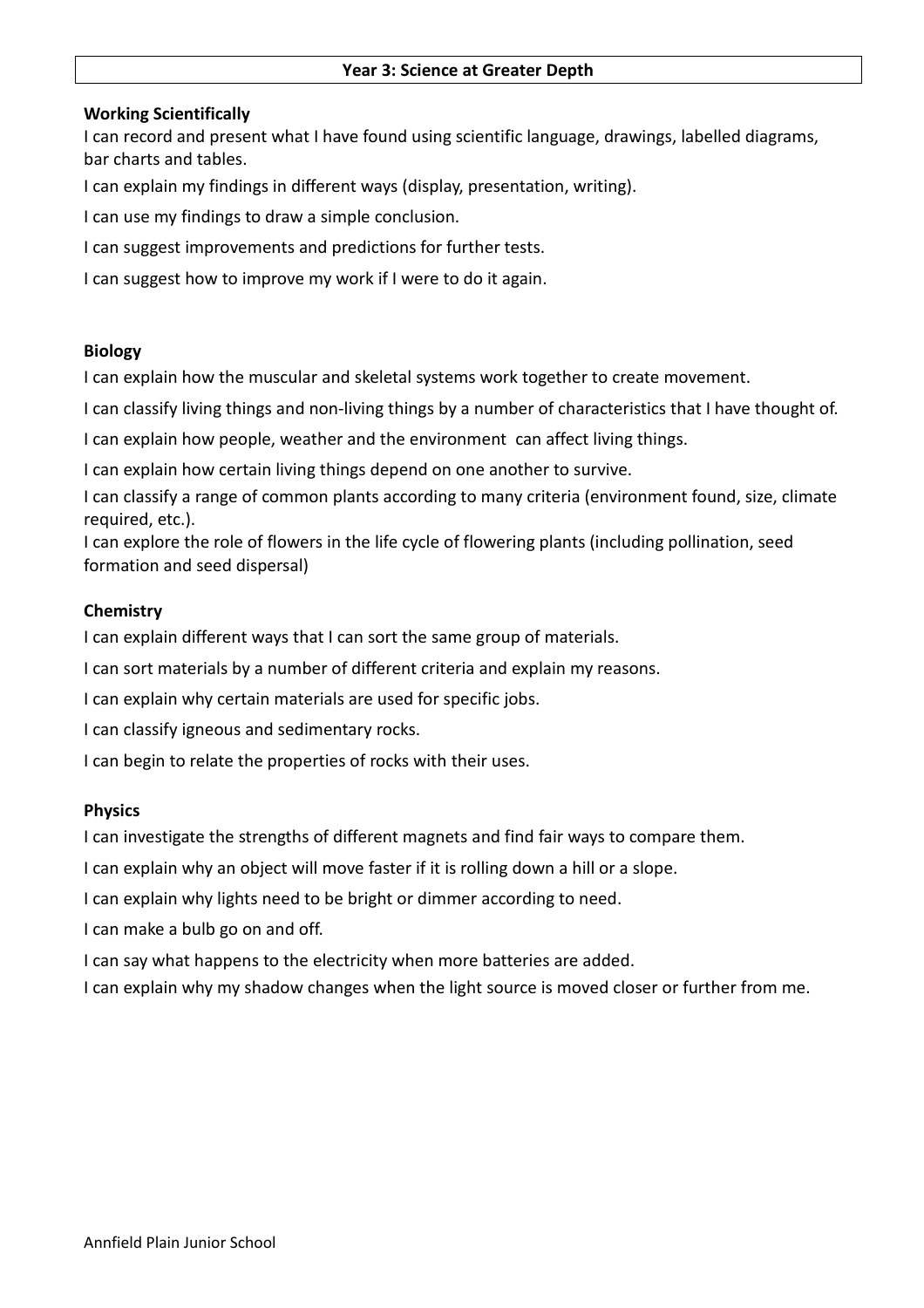# Year 3: Science at Greater Depth

## Working Scientifically

I can record and present what I have found using scientific language, drawings, labelled diagrams, bar charts and tables.

I can explain my findings in different ways (display, presentation, writing).

I can use my findings to draw a simple conclusion.

I can suggest improvements and predictions for further tests.

I can suggest how to improve my work if I were to do it again.

## Biology

I can explain how the muscular and skeletal systems work together to create movement.

I can classify living things and non-living things by a number of characteristics that I have thought of.

I can explain how people, weather and the environment can affect living things.

I can explain how certain living things depend on one another to survive.

I can classify a range of common plants according to many criteria (environment found, size, climate required, etc.).

I can explore the role of flowers in the life cycle of flowering plants (including pollination, seed formation and seed dispersal)

## Chemistry

I can explain different ways that I can sort the same group of materials.

I can sort materials by a number of different criteria and explain my reasons.

I can explain why certain materials are used for specific jobs.

I can classify igneous and sedimentary rocks.

I can begin to relate the properties of rocks with their uses.

## Physics

I can investigate the strengths of different magnets and find fair ways to compare them.

I can explain why an object will move faster if it is rolling down a hill or a slope.

I can explain why lights need to be bright or dimmer according to need.

I can make a bulb go on and off.

I can say what happens to the electricity when more batteries are added.

I can explain why my shadow changes when the light source is moved closer or further from me.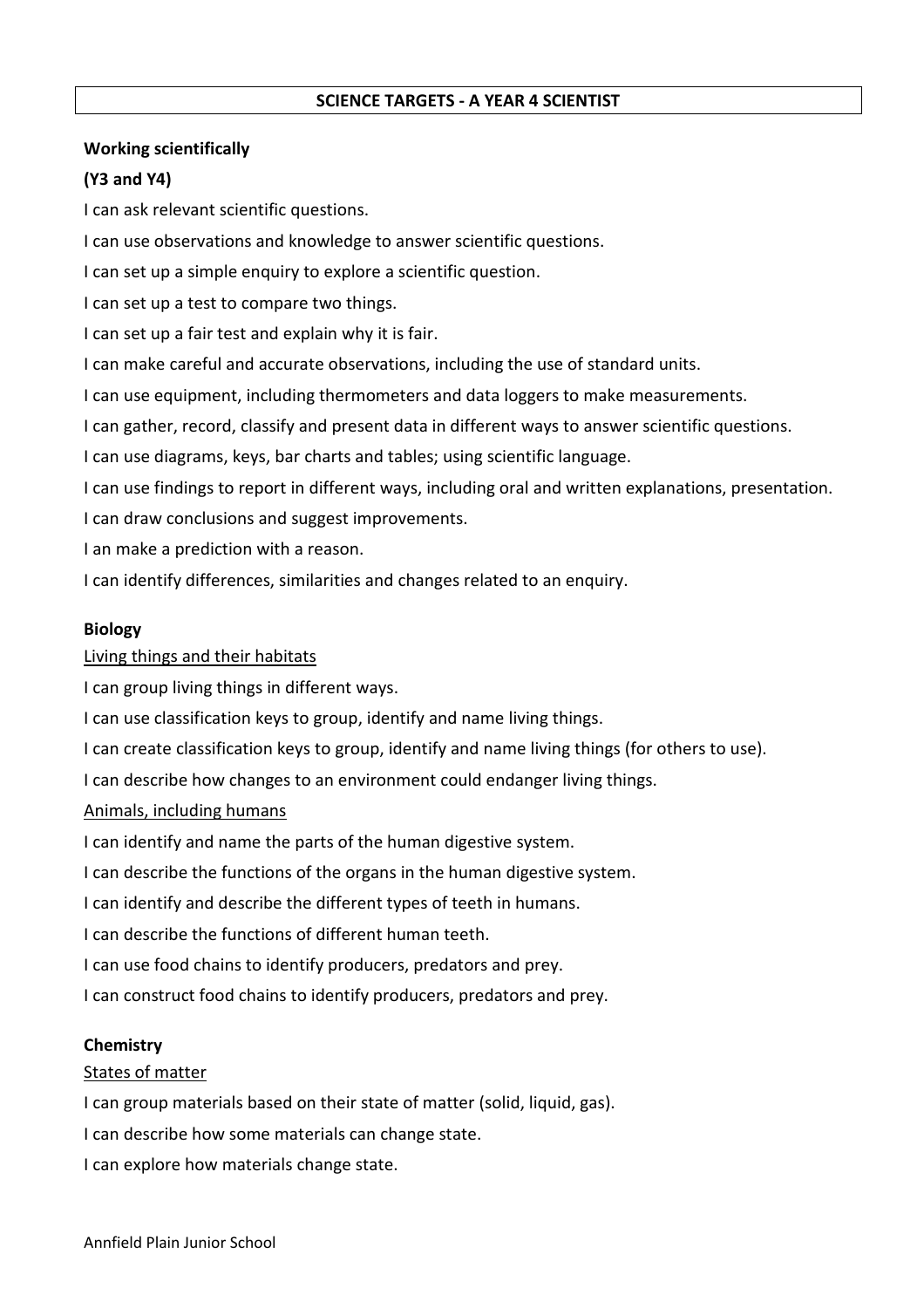# SCIENCE TARGETS - A YEAR 4 SCIENTIST

**Working scientifically**

**(Y3 and Y4)**

I can ask relevant scientific questions.

I can use observations and knowledge to answer scientific questions.

I can set up a simple enquiry to explore a scientific question.

I can set up a test to compare two things.

I can set up a fair test and explain why it is fair.

I can make careful and accurate observations, including the use of standard units.

I can use equipment, including thermometers and data loggers to make measurements.

I can gather, record, classify and present data in different ways to answer scientific questions.

I can use diagrams, keys, bar charts and tables; using scientific language.

I can use findings to report in different ways, including oral and written explanations, presentation.

I can draw conclusions and suggest improvements.

I an make a prediction with a reason.

I can identify differences, similarities and changes related to an enquiry.

**Biology**

<u>Living things and their habitats</u>

I can group living things in different ways.

I can use classification keys to group, identify and name living things.

I can create classification keys to group, identify and name living things (for others to use).

I can describe how changes to an environment could endanger living things.

<u>Animals, including humans</u>

I can identify and name the parts of the human digestive system.

I can describe the functions of the organs in the human digestive system.

I can identify and describe the different types of teeth in humans.

I can describe the functions of different human teeth.

I can use food chains to identify producers, predators and prey.

I can construct food chains to identify producers, predators and prey.

**Chemistry**

<u>States of matter</u>

I can group materials based on their state of matter (solid, liquid, gas).

I can describe how some materials can change state.

I can explore how materials change state.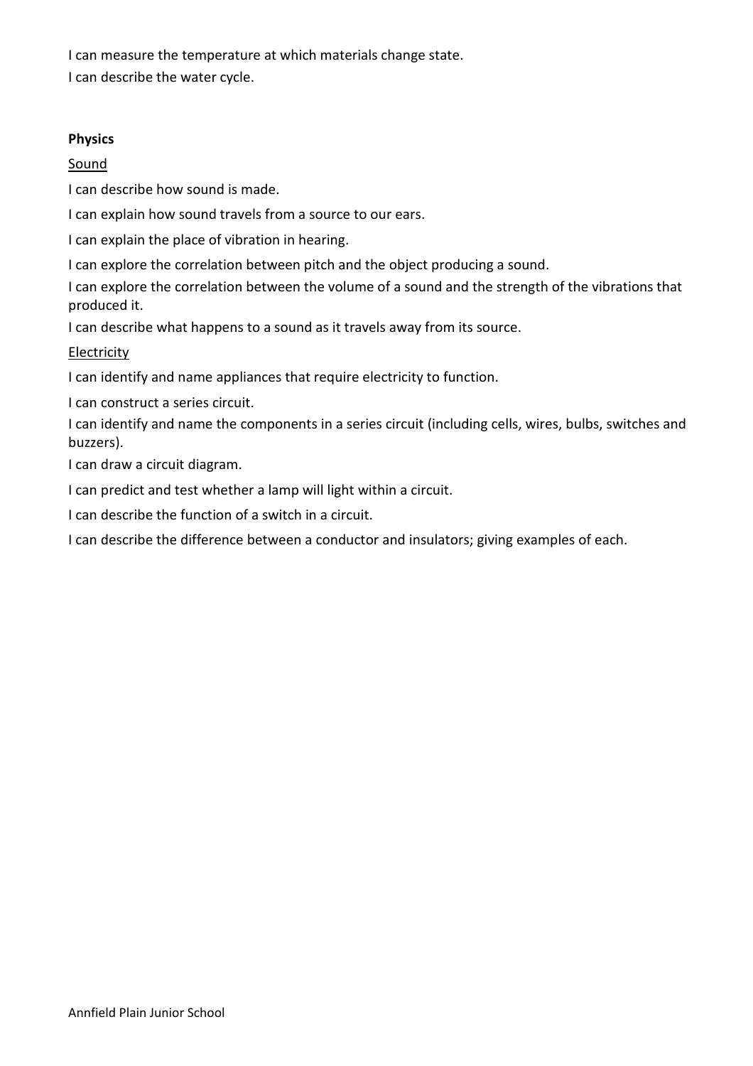I can measure the temperature at which materials change state.

I can describe the water cycle.

**Physics**

Sound

I can describe how sound is made.

I can explain how sound travels from a source to our ears.

I can explain the place of vibration in hearing.

I can explore the correlation between pitch and the object producing a sound.

I can explore the correlation between the volume of a sound and the strength of the vibrations that produced it.

I can describe what happens to a sound as it travels away from its source.

Electricity

I can identify and name appliances that require electricity to function.

I can construct a series circuit.

I can identify and name the components in a series circuit (including cells, wires, bulbs, switches and buzzers).

I can draw a circuit diagram.

I can predict and test whether a lamp will light within a circuit.

I can describe the function of a switch in a circuit.

I can describe the difference between a conductor and insulators; giving examples of each.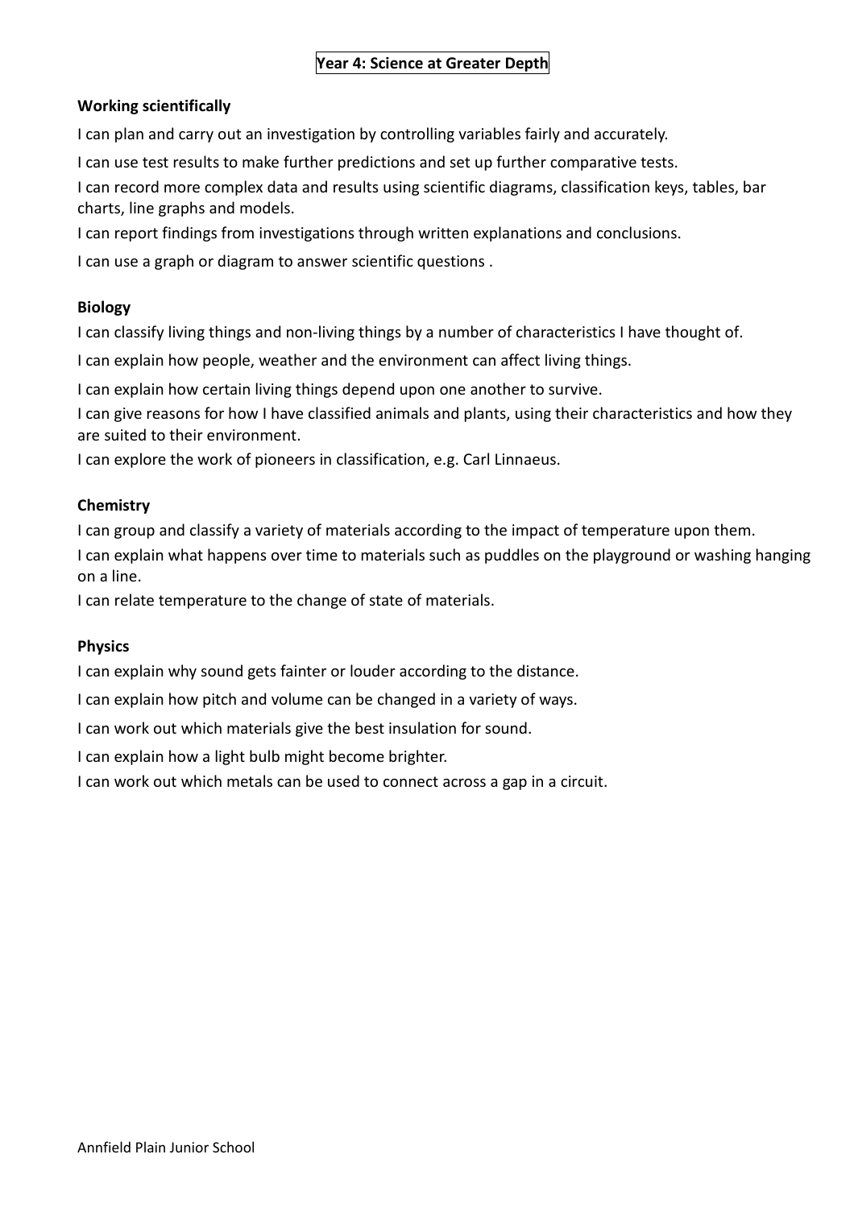# Year 4: Science at Greater Depth

**Working scientifically**

I can plan and carry out an investigation by controlling variables fairly and accurately.

I can use test results to make further predictions and set up further comparative tests.

I can record more complex data and results using scientific diagrams, classification keys, tables, bar charts, line graphs and models.

I can report findings from investigations through written explanations and conclusions.

I can use a graph or diagram to answer scientific questions .

**Biology**

I can classify living things and non-living things by a number of characteristics I have thought of.

I can explain how people, weather and the environment can affect living things.

I can explain how certain living things depend upon one another to survive.

I can give reasons for how I have classified animals and plants, using their characteristics and how they are suited to their environment.

I can explore the work of pioneers in classification, e.g. Carl Linnaeus.

**Chemistry**

I can group and classify a variety of materials according to the impact of temperature upon them.

I can explain what happens over time to materials such as puddles on the playground or washing hanging on a line.

I can relate temperature to the change of state of materials.

**Physics**

I can explain why sound gets fainter or louder according to the distance.

I can explain how pitch and volume can be changed in a variety of ways.

I can work out which materials give the best insulation for sound.

I can explain how a light bulb might become brighter.

I can work out which metals can be used to connect across a gap in a circuit.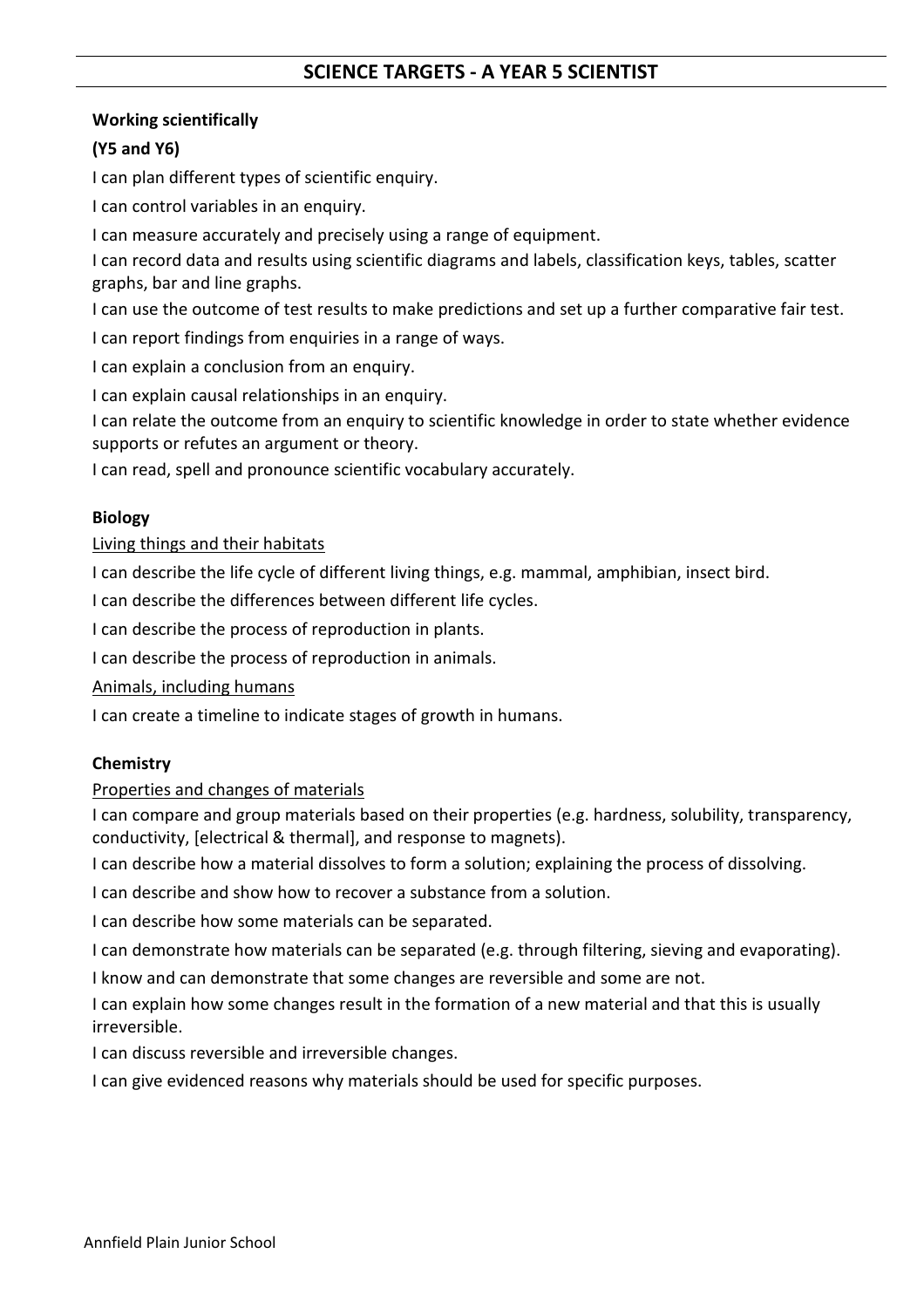## SCIENCE TARGETS - A YEAR 5 SCIENTIST

**Working scientifically**

**(Y5 and Y6)**

I can plan different types of scientific enquiry.

I can control variables in an enquiry.

I can measure accurately and precisely using a range of equipment.

I can record data and results using scientific diagrams and labels, classification keys, tables, scatter graphs, bar and line graphs.

I can use the outcome of test results to make predictions and set up a further comparative fair test.

I can report findings from enquiries in a range of ways.

I can explain a conclusion from an enquiry.

I can explain causal relationships in an enquiry.

I can relate the outcome from an enquiry to scientific knowledge in order to state whether evidence supports or refutes an argument or theory.

I can read, spell and pronounce scientific vocabulary accurately.

**Biology**

<u>Living things and their habitats</u>

I can describe the life cycle of different living things, e.g. mammal, amphibian, insect bird.

I can describe the differences between different life cycles.

I can describe the process of reproduction in plants.

I can describe the process of reproduction in animals.

<u>Animals, including humans</u>

I can create a timeline to indicate stages of growth in humans.

**Chemistry**

<u>Properties and changes of materials</u>

I can compare and group materials based on their properties (e.g. hardness, solubility, transparency, conductivity, [electrical & thermal], and response to magnets).

I can describe how a material dissolves to form a solution; explaining the process of dissolving.

I can describe and show how to recover a substance from a solution.

I can describe how some materials can be separated.

I can demonstrate how materials can be separated (e.g. through filtering, sieving and evaporating).

I know and can demonstrate that some changes are reversible and some are not.

I can explain how some changes result in the formation of a new material and that this is usually irreversible.

I can discuss reversible and irreversible changes.

I can give evidenced reasons why materials should be used for specific purposes.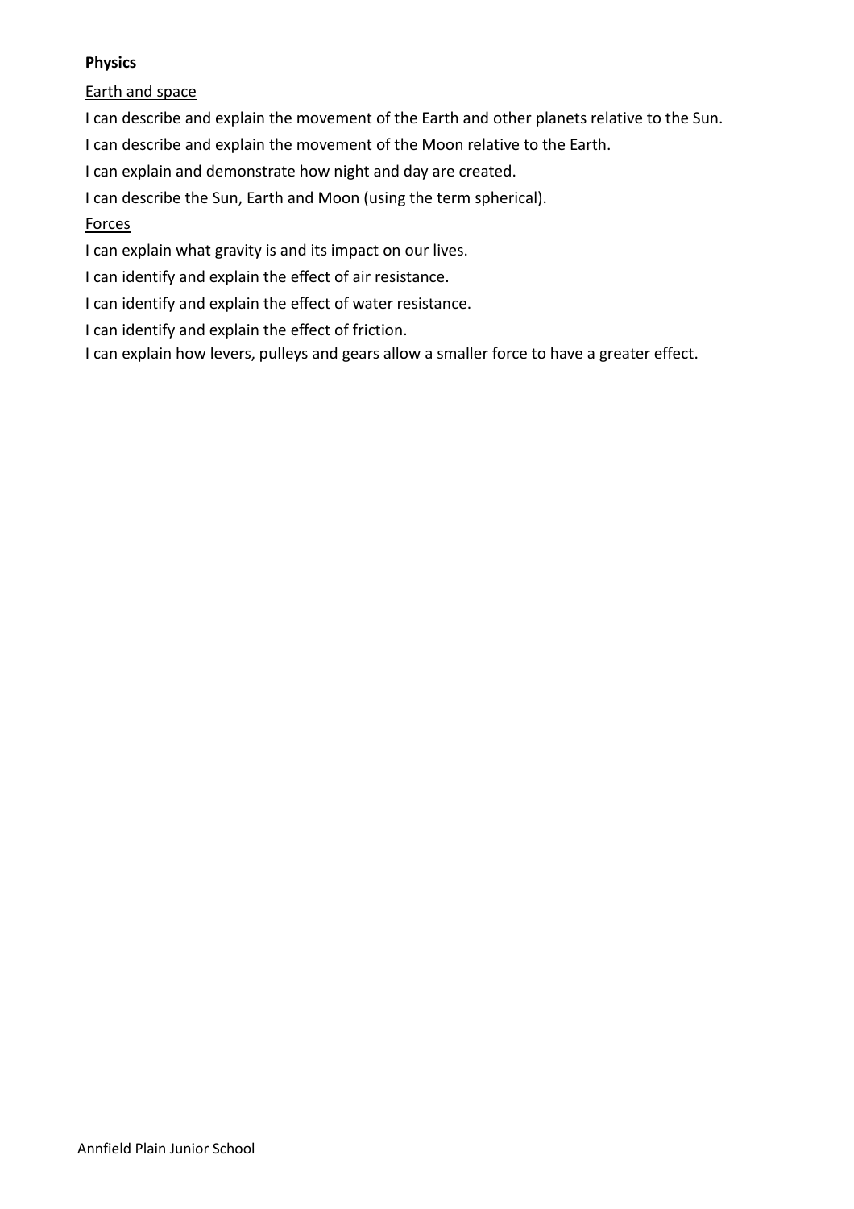**Physics**

Earth and space

I can describe and explain the movement of the Earth and other planets relative to the Sun.

I can describe and explain the movement of the Moon relative to the Earth.

I can explain and demonstrate how night and day are created.

I can describe the Sun, Earth and Moon (using the term spherical).

Forces

I can explain what gravity is and its impact on our lives.

I can identify and explain the effect of air resistance.

I can identify and explain the effect of water resistance.

I can identify and explain the effect of friction.

I can explain how levers, pulleys and gears allow a smaller force to have a greater effect.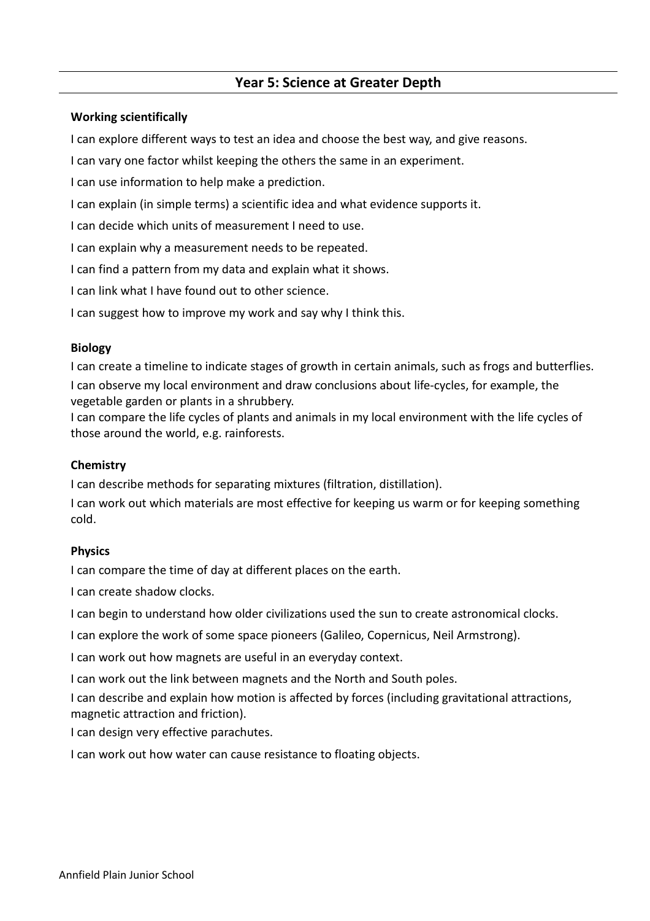## Year 5: Science at Greater Depth

### Working scientifically

I can explore different ways to test an idea and choose the best way, and give reasons.

I can vary one factor whilst keeping the others the same in an experiment.

I can use information to help make a prediction.

I can explain (in simple terms) a scientific idea and what evidence supports it.

I can decide which units of measurement I need to use.

I can explain why a measurement needs to be repeated.

I can find a pattern from my data and explain what it shows.

I can link what I have found out to other science.

I can suggest how to improve my work and say why I think this.

### Biology

I can create a timeline to indicate stages of growth in certain animals, such as frogs and butterflies.

I can observe my local environment and draw conclusions about life-cycles, for example, the vegetable garden or plants in a shrubbery.

I can compare the life cycles of plants and animals in my local environment with the life cycles of those around the world, e.g. rainforests.

### Chemistry

I can describe methods for separating mixtures (filtration, distillation).

I can work out which materials are most effective for keeping us warm or for keeping something cold.

### Physics

I can compare the time of day at different places on the earth.

I can create shadow clocks.

I can begin to understand how older civilizations used the sun to create astronomical clocks.

I can explore the work of some space pioneers (Galileo, Copernicus, Neil Armstrong).

I can work out how magnets are useful in an everyday context.

I can work out the link between magnets and the North and South poles.

I can describe and explain how motion is affected by forces (including gravitational attractions, magnetic attraction and friction).

I can design very effective parachutes.

I can work out how water can cause resistance to floating objects.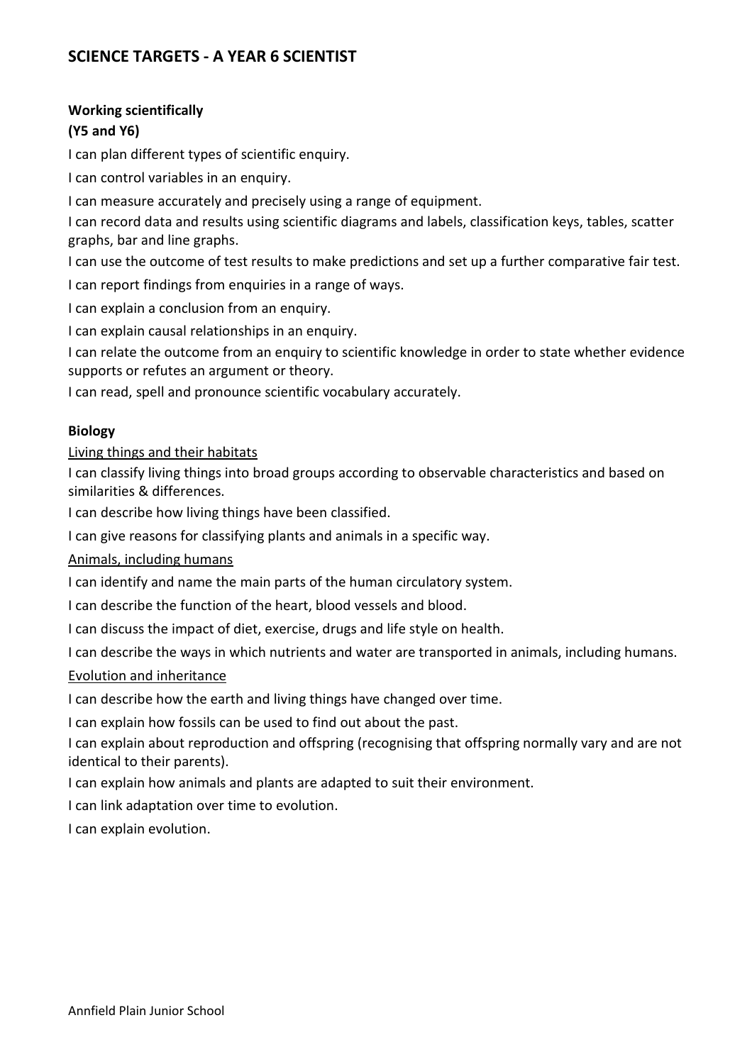# SCIENCE TARGETS - A YEAR 6 SCIENTIST

**Working scientifically**
**(Y5 and Y6)**

I can plan different types of scientific enquiry.

I can control variables in an enquiry.

I can measure accurately and precisely using a range of equipment.

I can record data and results using scientific diagrams and labels, classification keys, tables, scatter graphs, bar and line graphs.

I can use the outcome of test results to make predictions and set up a further comparative fair test.

I can report findings from enquiries in a range of ways.

I can explain a conclusion from an enquiry.

I can explain causal relationships in an enquiry.

I can relate the outcome from an enquiry to scientific knowledge in order to state whether evidence supports or refutes an argument or theory.

I can read, spell and pronounce scientific vocabulary accurately.

**Biology**

<u>Living things and their habitats</u>

I can classify living things into broad groups according to observable characteristics and based on similarities & differences.

I can describe how living things have been classified.

I can give reasons for classifying plants and animals in a specific way.

<u>Animals, including humans</u>

I can identify and name the main parts of the human circulatory system.

I can describe the function of the heart, blood vessels and blood.

I can discuss the impact of diet, exercise, drugs and life style on health.

I can describe the ways in which nutrients and water are transported in animals, including humans.

<u>Evolution and inheritance</u>

I can describe how the earth and living things have changed over time.

I can explain how fossils can be used to find out about the past.

I can explain about reproduction and offspring (recognising that offspring normally vary and are not identical to their parents).

I can explain how animals and plants are adapted to suit their environment.

I can link adaptation over time to evolution.

I can explain evolution.

Annfield Plain Junior School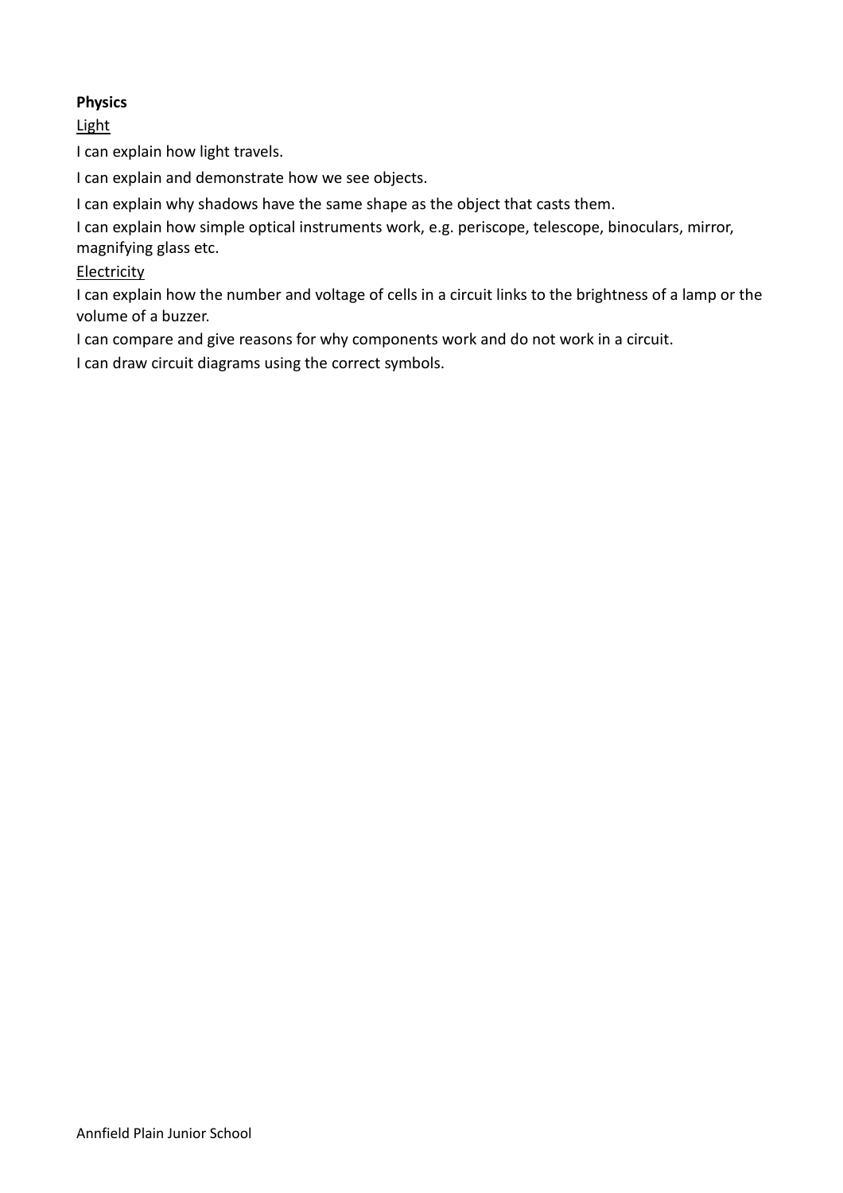**Physics**

Light

I can explain how light travels.

I can explain and demonstrate how we see objects.

I can explain why shadows have the same shape as the object that casts them.

I can explain how simple optical instruments work, e.g. periscope, telescope, binoculars, mirror, magnifying glass etc.

Electricity

I can explain how the number and voltage of cells in a circuit links to the brightness of a lamp or the volume of a buzzer.

I can compare and give reasons for why components work and do not work in a circuit.

I can draw circuit diagrams using the correct symbols.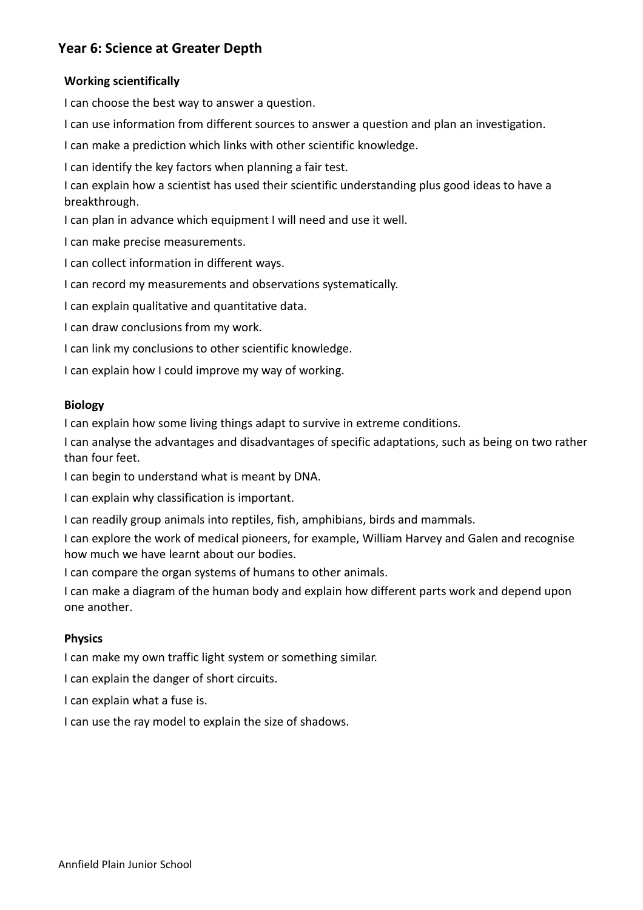## Year 6: Science at Greater Depth

**Working scientifically**

I can choose the best way to answer a question.

I can use information from different sources to answer a question and plan an investigation.

I can make a prediction which links with other scientific knowledge.

I can identify the key factors when planning a fair test.

I can explain how a scientist has used their scientific understanding plus good ideas to have a breakthrough.

I can plan in advance which equipment I will need and use it well.

I can make precise measurements.

I can collect information in different ways.

I can record my measurements and observations systematically.

I can explain qualitative and quantitative data.

I can draw conclusions from my work.

I can link my conclusions to other scientific knowledge.

I can explain how I could improve my way of working.

**Biology**

I can explain how some living things adapt to survive in extreme conditions.

I can analyse the advantages and disadvantages of specific adaptations, such as being on two rather than four feet.

I can begin to understand what is meant by DNA.

I can explain why classification is important.

I can readily group animals into reptiles, fish, amphibians, birds and mammals.

I can explore the work of medical pioneers, for example, William Harvey and Galen and recognise how much we have learnt about our bodies.

I can compare the organ systems of humans to other animals.

I can make a diagram of the human body and explain how different parts work and depend upon one another.

**Physics**

I can make my own traffic light system or something similar.

I can explain the danger of short circuits.

I can explain what a fuse is.

I can use the ray model to explain the size of shadows.